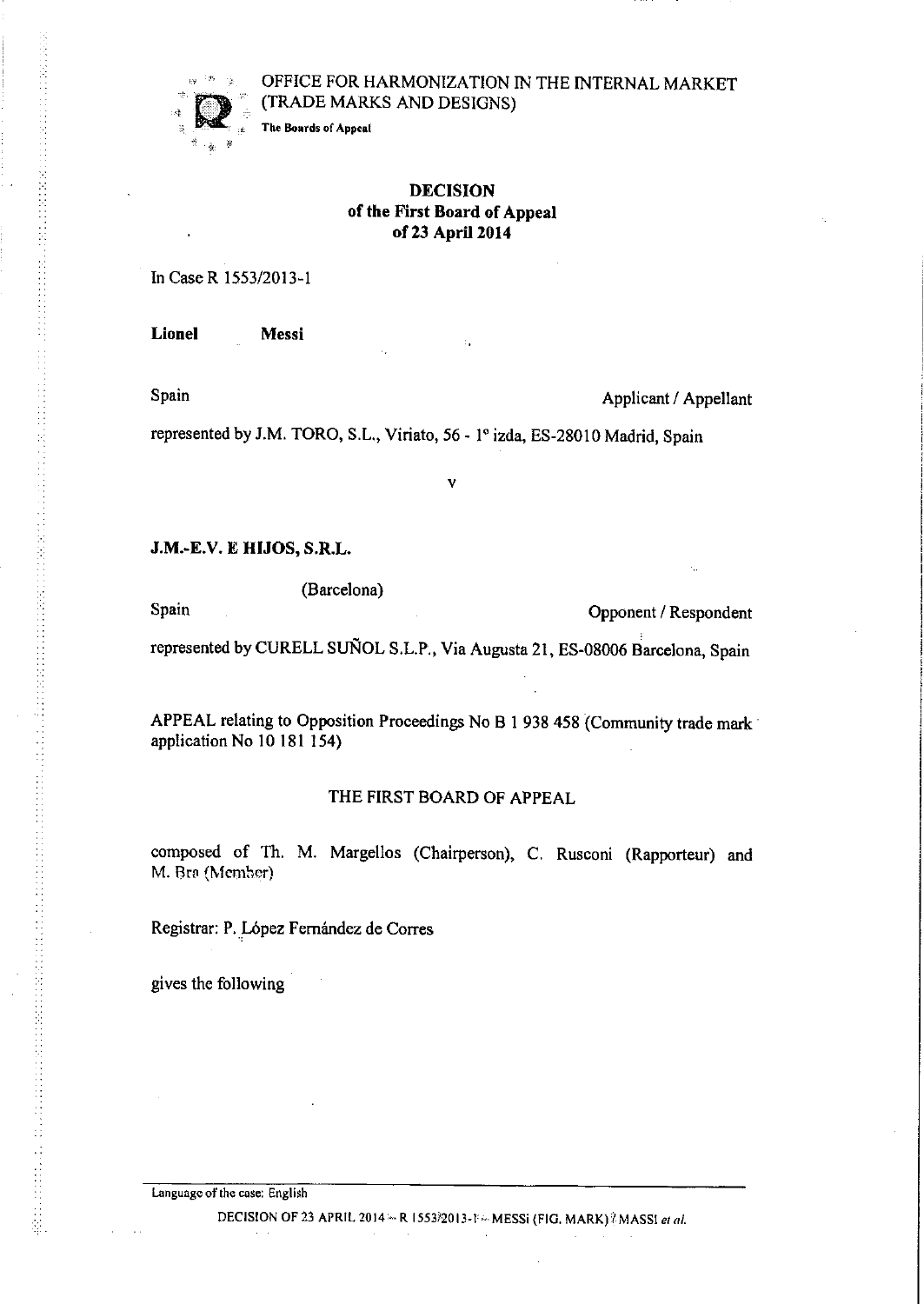OFFICE FOR HARMONIZATION IN THE INTERNAL MARKET
(TRADE MARKS AND DESIGNS)

**The Boards of Appeal**

# DECISION
## of the First Board of Appeal
## of 23 April 2014

In Case R 1553/2013-1

**Lionel Messi**

Spain — Applicant / Appellant

represented by J.M. TORO, S.L., Viriato, 56 - 1° izda, ES-28010 Madrid, Spain

v

**J.M.-E.V. E HIJOS, S.R.L.**

(Barcelona)

Spain — Opponent / Respondent

represented by CURELL SUÑOL S.L.P., Via Augusta 21, ES-08006 Barcelona, Spain

APPEAL relating to Opposition Proceedings No B 1 938 458 (Community trade mark application No 10 181 154)

THE FIRST BOARD OF APPEAL

composed of Th. M. Margellos (Chairperson), C. Rusconi (Rapporteur) and M. Bra (Member)

Registrar: P. López Fernández de Corres

gives the following

Language of the case: English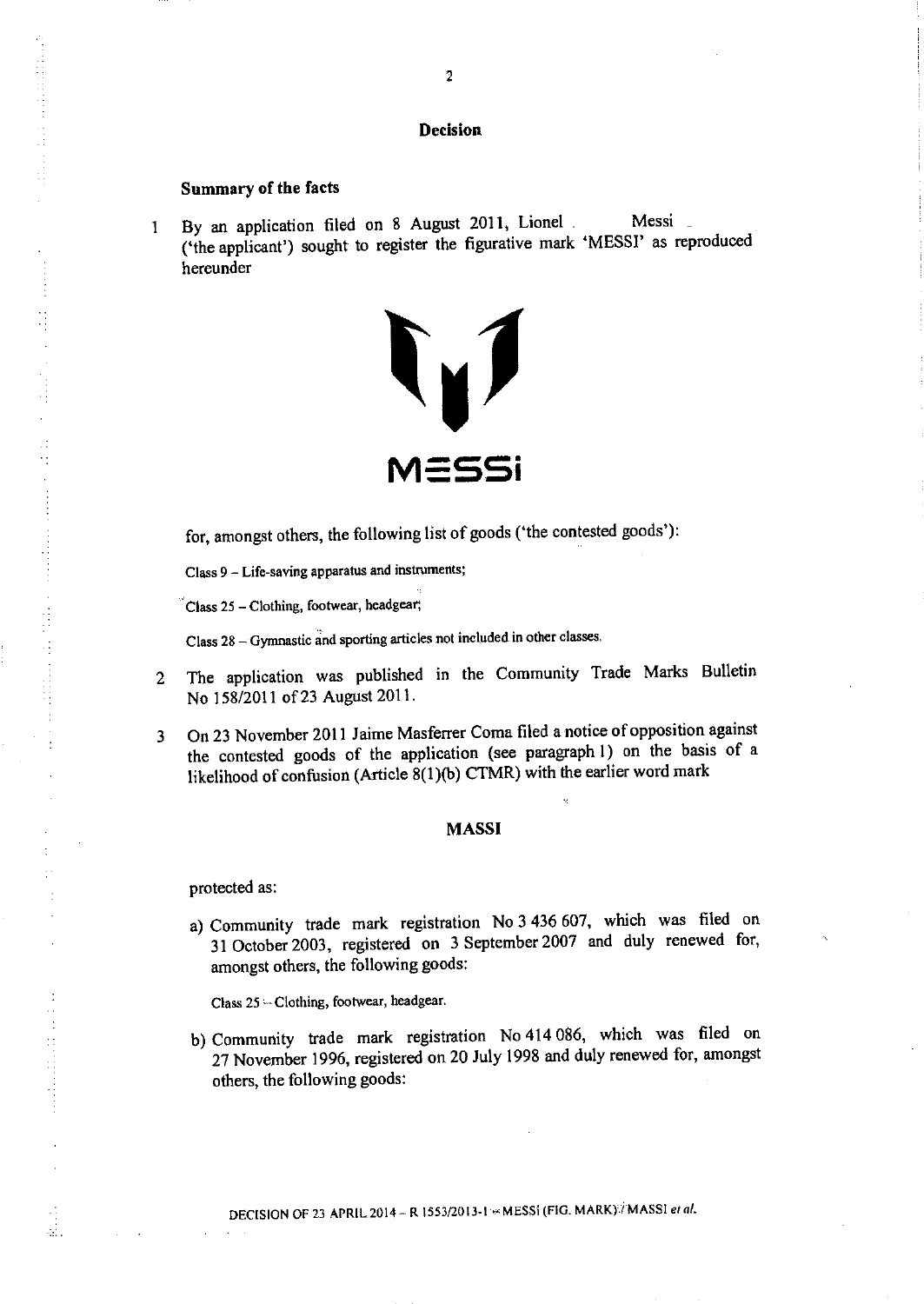## Decision

### Summary of the facts

1 By an application filed on 8 August 2011, Lionel . Messi ('the applicant') sought to register the figurative mark 'MESSI' as reproduced hereunder

for, amongst others, the following list of goods ('the contested goods'):

Class 9 – Life-saving apparatus and instruments;

Class 25 – Clothing, footwear, headgear;

Class 28 – Gymnastic and sporting articles not included in other classes.

2 The application was published in the Community Trade Marks Bulletin No 158/2011 of 23 August 2011.

3 On 23 November 2011 Jaime Masferrer Coma filed a notice of opposition against the contested goods of the application (see paragraph 1) on the basis of a likelihood of confusion (Article 8(1)(b) CTMR) with the earlier word mark

**MASSI**

protected as:

a) Community trade mark registration No 3 436 607, which was filed on 31 October 2003, registered on 3 September 2007 and duly renewed for, amongst others, the following goods:

Class 25 – Clothing, footwear, headgear.

b) Community trade mark registration No 414 086, which was filed on 27 November 1996, registered on 20 July 1998 and duly renewed for, amongst others, the following goods: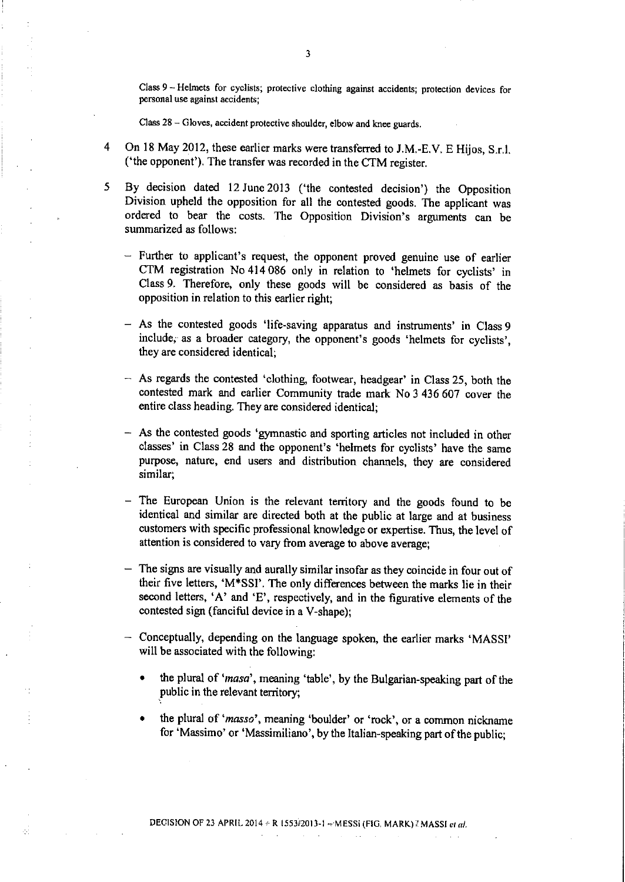Class 9 – Helmets for cyclists; protective clothing against accidents; protection devices for personal use against accidents;

Class 28 – Gloves, accident protective shoulder, elbow and knee guards.

4 On 18 May 2012, these earlier marks were transferred to J.M.-E.V. E Hijos, S.r.l. ('the opponent'). The transfer was recorded in the CTM register.

5 By decision dated 12 June 2013 ('the contested decision') the Opposition Division upheld the opposition for all the contested goods. The applicant was ordered to bear the costs. The Opposition Division's arguments can be summarized as follows:

- Further to applicant's request, the opponent proved genuine use of earlier CTM registration No 414 086 only in relation to 'helmets for cyclists' in Class 9. Therefore, only these goods will be considered as basis of the opposition in relation to this earlier right;
- As the contested goods 'life-saving apparatus and instruments' in Class 9 include, as a broader category, the opponent's goods 'helmets for cyclists', they are considered identical;
- As regards the contested 'clothing, footwear, headgear' in Class 25, both the contested mark and earlier Community trade mark No 3 436 607 cover the entire class heading. They are considered identical;
- As the contested goods 'gymnastic and sporting articles not included in other classes' in Class 28 and the opponent's 'helmets for cyclists' have the same purpose, nature, end users and distribution channels, they are considered similar;
- The European Union is the relevant territory and the goods found to be identical and similar are directed both at the public at large and at business customers with specific professional knowledge or expertise. Thus, the level of attention is considered to vary from average to above average;
- The signs are visually and aurally similar insofar as they coincide in four out of their five letters, 'M*SSI'. The only differences between the marks lie in their second letters, 'A' and 'E', respectively, and in the figurative elements of the contested sign (fanciful device in a V-shape);
- Conceptually, depending on the language spoken, the earlier marks 'MASSI' will be associated with the following:
  - the plural of '*masa*', meaning 'table', by the Bulgarian-speaking part of the public in the relevant territory;
  - the plural of '*masso*', meaning 'boulder' or 'rock', or a common nickname for 'Massimo' or 'Massimiliano', by the Italian-speaking part of the public;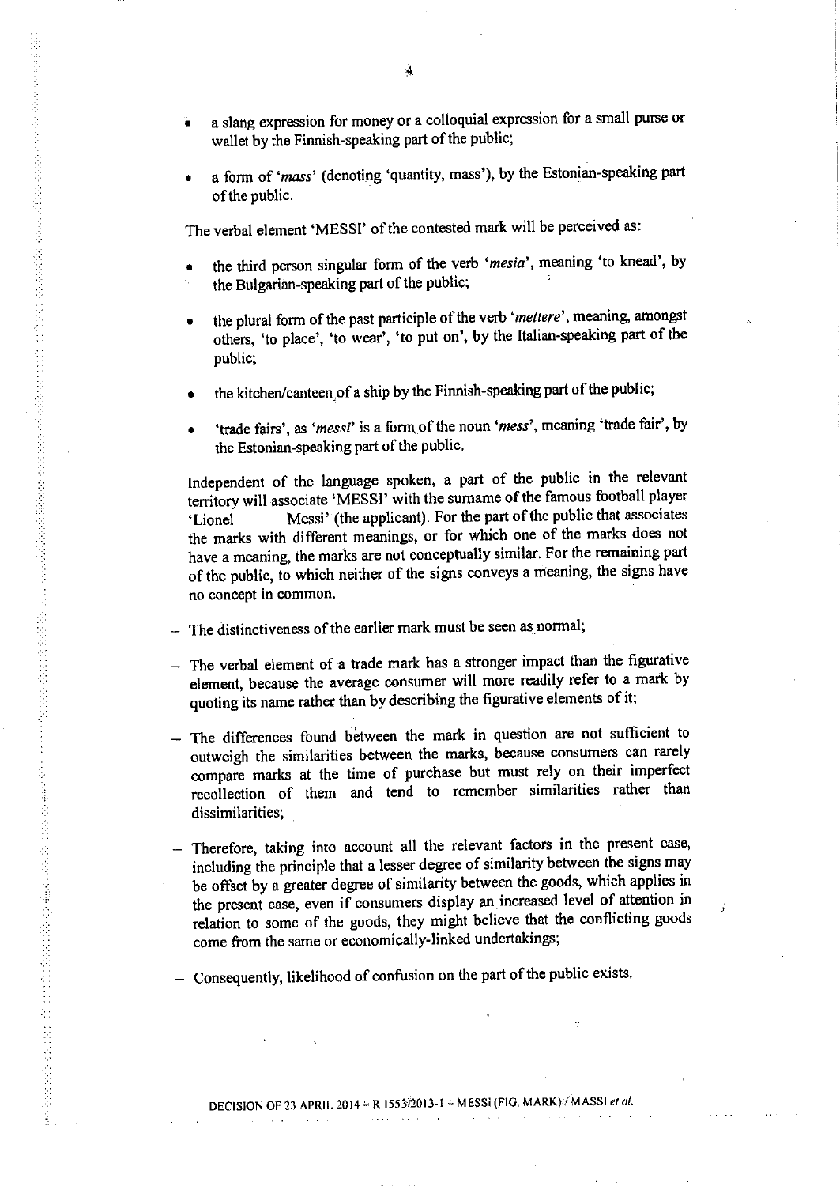- a slang expression for money or a colloquial expression for a small purse or wallet by the Finnish-speaking part of the public;
- a form of '*mass*' (denoting 'quantity, mass'), by the Estonian-speaking part of the public.

The verbal element 'MESSI' of the contested mark will be perceived as:

- the third person singular form of the verb '*mesia*', meaning 'to knead', by the Bulgarian-speaking part of the public;
- the plural form of the past participle of the verb '*mettere*', meaning, amongst others, 'to place', 'to wear', 'to put on', by the Italian-speaking part of the public;
- the kitchen/canteen of a ship by the Finnish-speaking part of the public;
- 'trade fairs', as '*messi*' is a form of the noun '*mess*', meaning 'trade fair', by the Estonian-speaking part of the public.

Independent of the language spoken, a part of the public in the relevant territory will associate 'MESSI' with the surname of the famous football player 'Lionel Messi' (the applicant). For the part of the public that associates the marks with different meanings, or for which one of the marks does not have a meaning, the marks are not conceptually similar. For the remaining part of the public, to which neither of the signs conveys a meaning, the signs have no concept in common.

- The distinctiveness of the earlier mark must be seen as normal;
- The verbal element of a trade mark has a stronger impact than the figurative element, because the average consumer will more readily refer to a mark by quoting its name rather than by describing the figurative elements of it;
- The differences found between the mark in question are not sufficient to outweigh the similarities between the marks, because consumers can rarely compare marks at the time of purchase but must rely on their imperfect recollection of them and tend to remember similarities rather than dissimilarities;
- Therefore, taking into account all the relevant factors in the present case, including the principle that a lesser degree of similarity between the signs may be offset by a greater degree of similarity between the goods, which applies in the present case, even if consumers display an increased level of attention in relation to some of the goods, they might believe that the conflicting goods come from the same or economically-linked undertakings;
- Consequently, likelihood of confusion on the part of the public exists.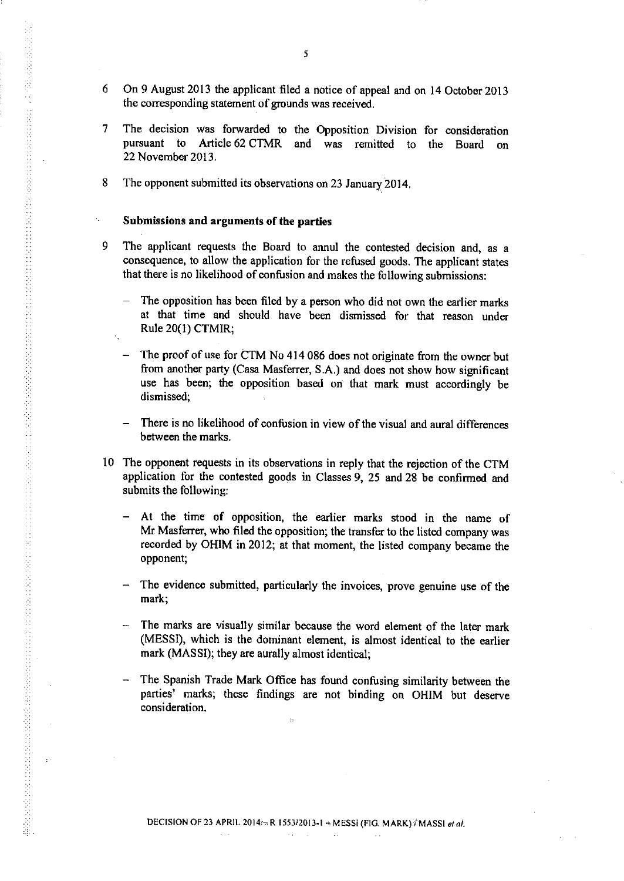6 On 9 August 2013 the applicant filed a notice of appeal and on 14 October 2013 the corresponding statement of grounds was received.

7 The decision was forwarded to the Opposition Division for consideration pursuant to Article 62 CTMR and was remitted to the Board on 22 November 2013.

8 The opponent submitted its observations on 23 January 2014.

### Submissions and arguments of the parties

9 The applicant requests the Board to annul the contested decision and, as a consequence, to allow the application for the refused goods. The applicant states that there is no likelihood of confusion and makes the following submissions:

- The opposition has been filed by a person who did not own the earlier marks at that time and should have been dismissed for that reason under Rule 20(1) CTMIR;
- The proof of use for CTM No 414 086 does not originate from the owner but from another party (Casa Masferrer, S.A.) and does not show how significant use has been; the opposition based on that mark must accordingly be dismissed;
- There is no likelihood of confusion in view of the visual and aural differences between the marks.

10 The opponent requests in its observations in reply that the rejection of the CTM application for the contested goods in Classes 9, 25 and 28 be confirmed and submits the following:

- At the time of opposition, the earlier marks stood in the name of Mr Masferrer, who filed the opposition; the transfer to the listed company was recorded by OHIM in 2012; at that moment, the listed company became the opponent;
- The evidence submitted, particularly the invoices, prove genuine use of the mark;
- The marks are visually similar because the word element of the later mark (MESSI), which is the dominant element, is almost identical to the earlier mark (MASSI); they are aurally almost identical;
- The Spanish Trade Mark Office has found confusing similarity between the parties' marks; these findings are not binding on OHIM but deserve consideration.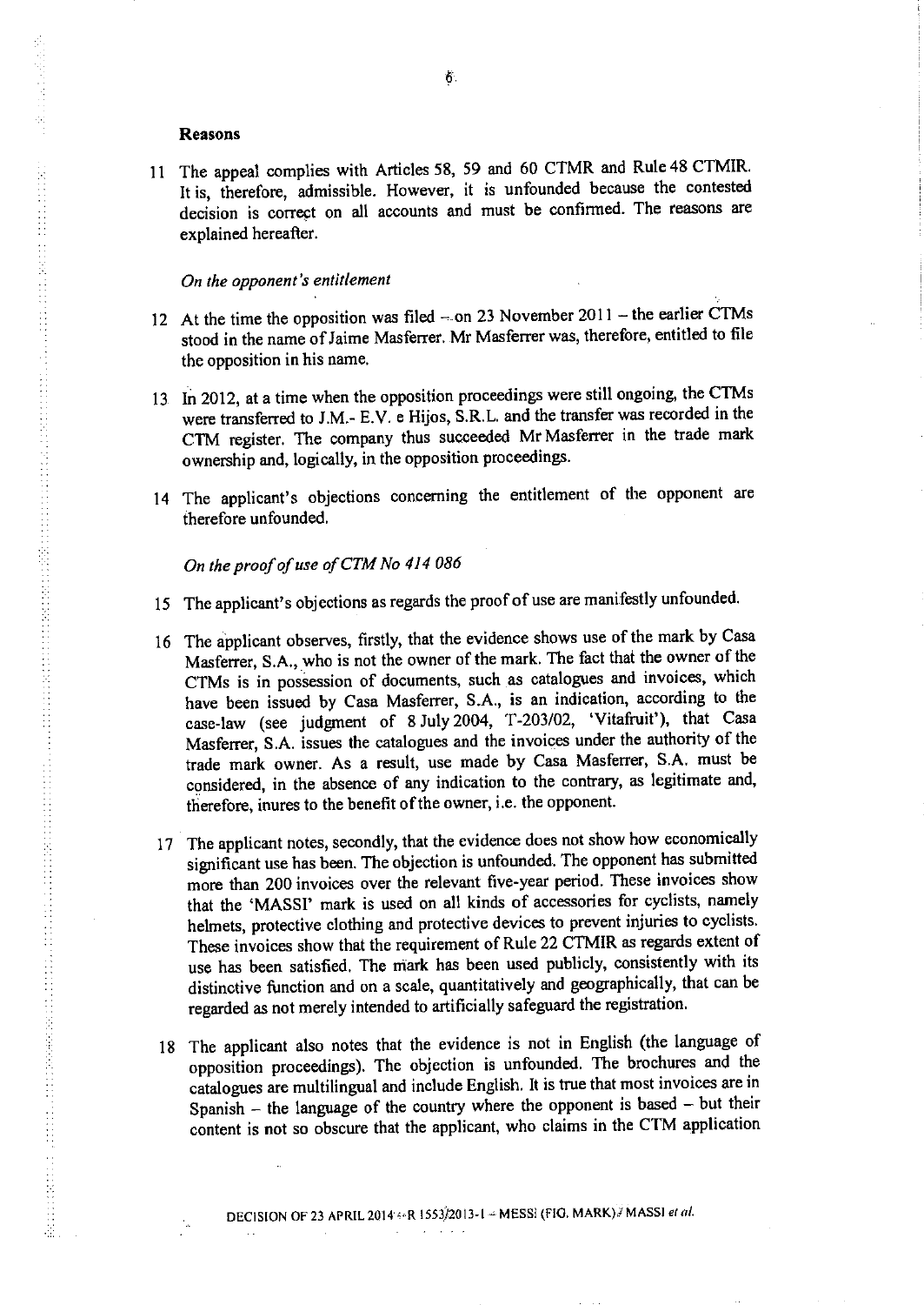**Reasons**

11 The appeal complies with Articles 58, 59 and 60 CTMR and Rule 48 CTMIR. It is, therefore, admissible. However, it is unfounded because the contested decision is correct on all accounts and must be confirmed. The reasons are explained hereafter.

*On the opponent's entitlement*

12 At the time the opposition was filed – on 23 November 2011 – the earlier CTMs stood in the name of Jaime Masferrer. Mr Masferrer was, therefore, entitled to file the opposition in his name.

13 In 2012, at a time when the opposition proceedings were still ongoing, the CTMs were transferred to J.M.- E.V. e Hijos, S.R.L. and the transfer was recorded in the CTM register. The company thus succeeded Mr Masferrer in the trade mark ownership and, logically, in the opposition proceedings.

14 The applicant's objections concerning the entitlement of the opponent are therefore unfounded.

*On the proof of use of CTM No 414 086*

15 The applicant's objections as regards the proof of use are manifestly unfounded.

16 The applicant observes, firstly, that the evidence shows use of the mark by Casa Masferrer, S.A., who is not the owner of the mark. The fact that the owner of the CTMs is in possession of documents, such as catalogues and invoices, which have been issued by Casa Masferrer, S.A., is an indication, according to the case-law (see judgment of 8 July 2004, T-203/02, 'Vitafruit'), that Casa Masferrer, S.A. issues the catalogues and the invoices under the authority of the trade mark owner. As a result, use made by Casa Masferrer, S.A. must be considered, in the absence of any indication to the contrary, as legitimate and, therefore, inures to the benefit of the owner, i.e. the opponent.

17 The applicant notes, secondly, that the evidence does not show how economically significant use has been. The objection is unfounded. The opponent has submitted more than 200 invoices over the relevant five-year period. These invoices show that the 'MASSI' mark is used on all kinds of accessories for cyclists, namely helmets, protective clothing and protective devices to prevent injuries to cyclists. These invoices show that the requirement of Rule 22 CTMIR as regards extent of use has been satisfied. The mark has been used publicly, consistently with its distinctive function and on a scale, quantitatively and geographically, that can be regarded as not merely intended to artificially safeguard the registration.

18 The applicant also notes that the evidence is not in English (the language of opposition proceedings). The objection is unfounded. The brochures and the catalogues are multilingual and include English. It is true that most invoices are in Spanish – the language of the country where the opponent is based – but their content is not so obscure that the applicant, who claims in the CTM application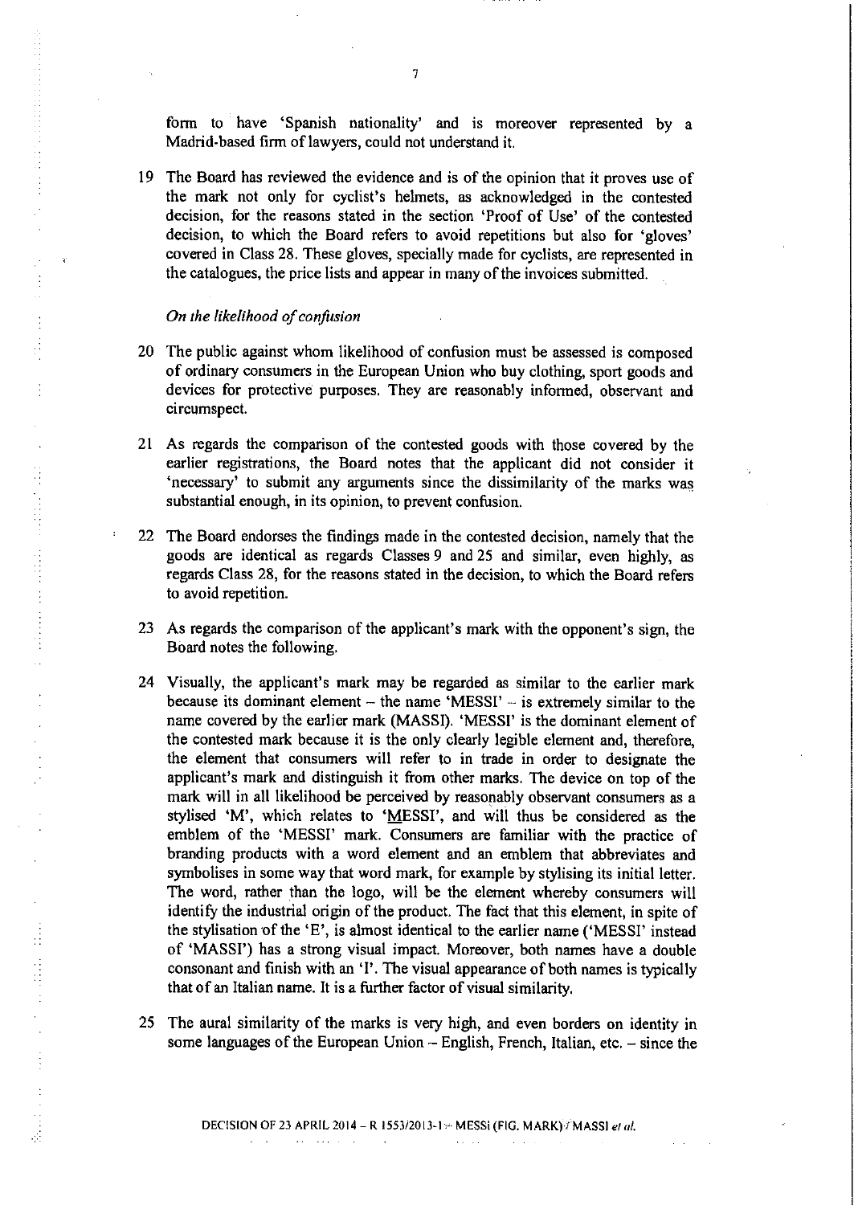form to have 'Spanish nationality' and is moreover represented by a Madrid-based firm of lawyers, could not understand it.

19 The Board has reviewed the evidence and is of the opinion that it proves use of the mark not only for cyclist's helmets, as acknowledged in the contested decision, for the reasons stated in the section 'Proof of Use' of the contested decision, to which the Board refers to avoid repetitions but also for 'gloves' covered in Class 28. These gloves, specially made for cyclists, are represented in the catalogues, the price lists and appear in many of the invoices submitted.

*On the likelihood of confusion*

20 The public against whom likelihood of confusion must be assessed is composed of ordinary consumers in the European Union who buy clothing, sport goods and devices for protective purposes. They are reasonably informed, observant and circumspect.

21 As regards the comparison of the contested goods with those covered by the earlier registrations, the Board notes that the applicant did not consider it 'necessary' to submit any arguments since the dissimilarity of the marks was substantial enough, in its opinion, to prevent confusion.

22 The Board endorses the findings made in the contested decision, namely that the goods are identical as regards Classes 9 and 25 and similar, even highly, as regards Class 28, for the reasons stated in the decision, to which the Board refers to avoid repetition.

23 As regards the comparison of the applicant's mark with the opponent's sign, the Board notes the following.

24 Visually, the applicant's mark may be regarded as similar to the earlier mark because its dominant element – the name 'MESSI' – is extremely similar to the name covered by the earlier mark (MASSI). 'MESSI' is the dominant element of the contested mark because it is the only clearly legible element and, therefore, the element that consumers will refer to in trade in order to designate the applicant's mark and distinguish it from other marks. The device on top of the mark will in all likelihood be perceived by reasonably observant consumers as a stylised 'M', which relates to '<u>M</u>ESSI', and will thus be considered as the emblem of the 'MESSI' mark. Consumers are familiar with the practice of branding products with a word element and an emblem that abbreviates and symbolises in some way that word mark, for example by stylising its initial letter. The word, rather than the logo, will be the element whereby consumers will identify the industrial origin of the product. The fact that this element, in spite of the stylisation of the 'E', is almost identical to the earlier name ('MESSI' instead of 'MASSI') has a strong visual impact. Moreover, both names have a double consonant and finish with an 'I'. The visual appearance of both names is typically that of an Italian name. It is a further factor of visual similarity.

25 The aural similarity of the marks is very high, and even borders on identity in some languages of the European Union – English, French, Italian, etc. – since the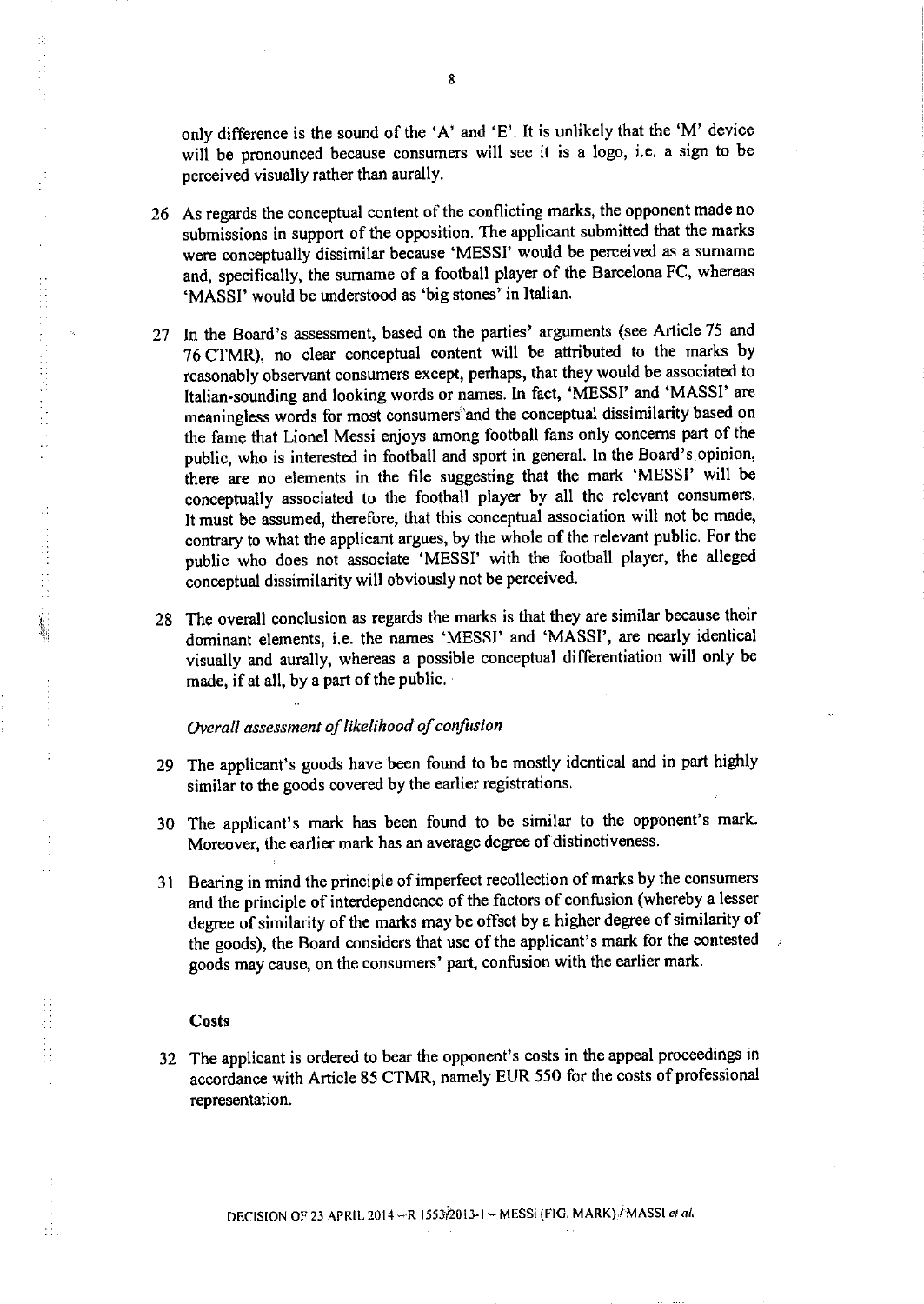only difference is the sound of the 'A' and 'E'. It is unlikely that the 'M' device will be pronounced because consumers will see it is a logo, i.e. a sign to be perceived visually rather than aurally.

26 As regards the conceptual content of the conflicting marks, the opponent made no submissions in support of the opposition. The applicant submitted that the marks were conceptually dissimilar because 'MESSI' would be perceived as a surname and, specifically, the surname of a football player of the Barcelona FC, whereas 'MASSI' would be understood as 'big stones' in Italian.

27 In the Board's assessment, based on the parties' arguments (see Article 75 and 76 CTMR), no clear conceptual content will be attributed to the marks by reasonably observant consumers except, perhaps, that they would be associated to Italian-sounding and looking words or names. In fact, 'MESSI' and 'MASSI' are meaningless words for most consumers and the conceptual dissimilarity based on the fame that Lionel Messi enjoys among football fans only concerns part of the public, who is interested in football and sport in general. In the Board's opinion, there are no elements in the file suggesting that the mark 'MESSI' will be conceptually associated to the football player by all the relevant consumers. It must be assumed, therefore, that this conceptual association will not be made, contrary to what the applicant argues, by the whole of the relevant public. For the public who does not associate 'MESSI' with the football player, the alleged conceptual dissimilarity will obviously not be perceived.

28 The overall conclusion as regards the marks is that they are similar because their dominant elements, i.e. the names 'MESSI' and 'MASSI', are nearly identical visually and aurally, whereas a possible conceptual differentiation will only be made, if at all, by a part of the public.

*Overall assessment of likelihood of confusion*

29 The applicant's goods have been found to be mostly identical and in part highly similar to the goods covered by the earlier registrations.

30 The applicant's mark has been found to be similar to the opponent's mark. Moreover, the earlier mark has an average degree of distinctiveness.

31 Bearing in mind the principle of imperfect recollection of marks by the consumers and the principle of interdependence of the factors of confusion (whereby a lesser degree of similarity of the marks may be offset by a higher degree of similarity of the goods), the Board considers that use of the applicant's mark for the contested goods may cause, on the consumers' part, confusion with the earlier mark.

**Costs**

32 The applicant is ordered to bear the opponent's costs in the appeal proceedings in accordance with Article 85 CTMR, namely EUR 550 for the costs of professional representation.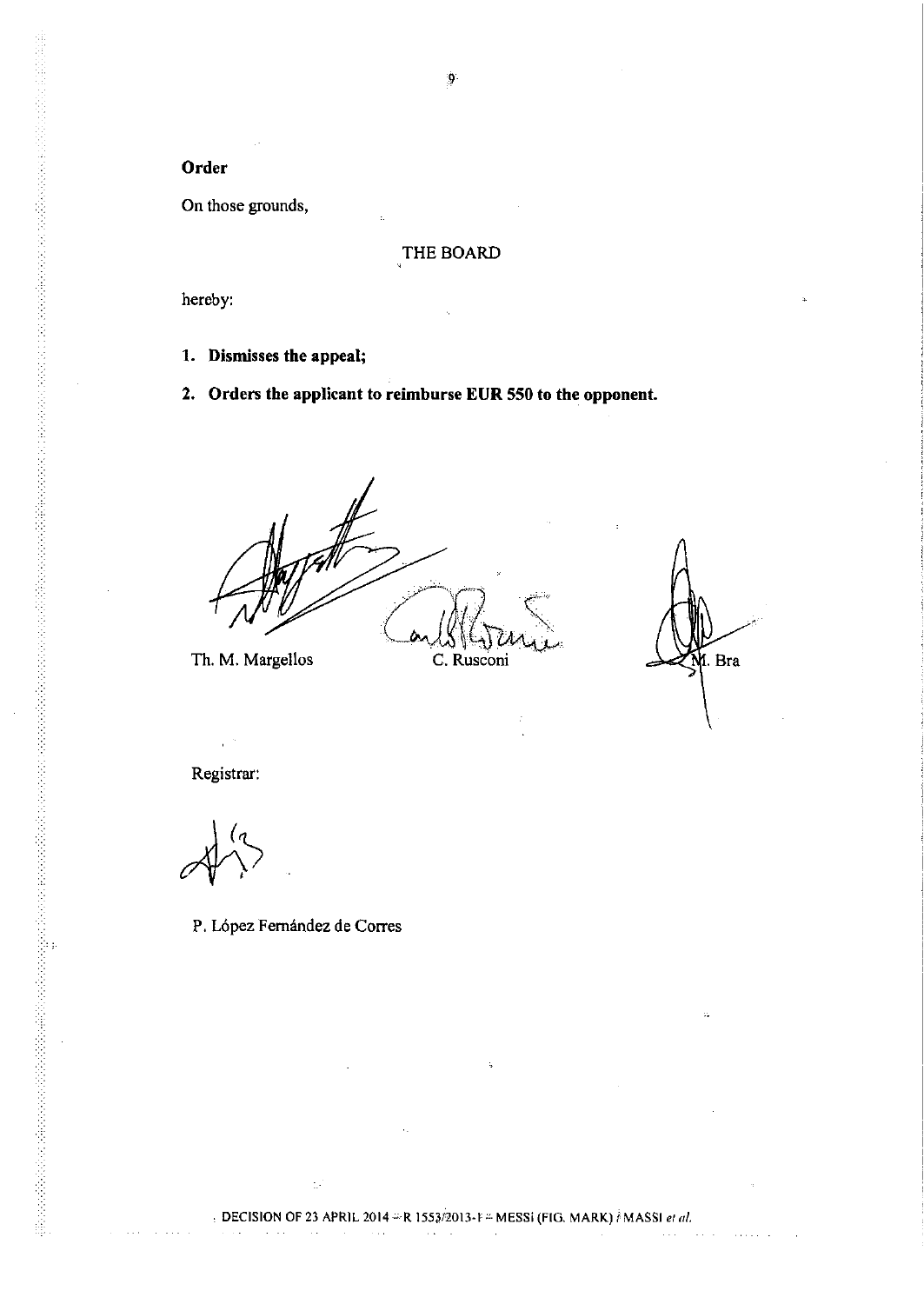**Order**

On those grounds,

THE BOARD

hereby:

1. **Dismisses the appeal;**
2. **Orders the applicant to reimburse EUR 550 to the opponent.**

Th. M. Margellos C. Rusconi M. Bra

Registrar:

P. López Fernández de Corres